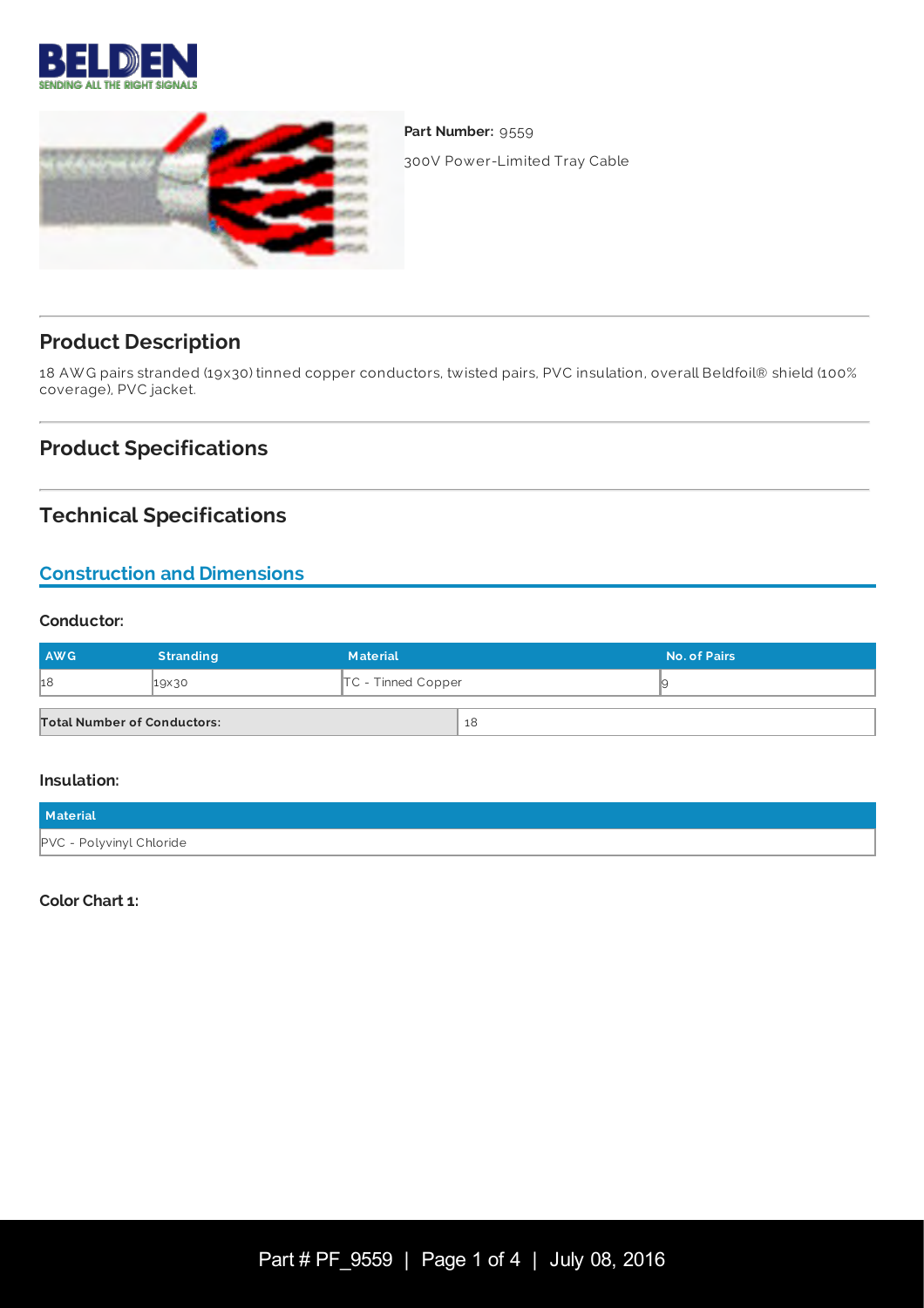**Part Number:** 9559

300V Power-Limited Tray Cable

## Product Description

18 AWG pairs stranded (19x30) tinned copper conductors, twisted pairs, PVC insulation, overall Beldfoil® shield (100% coverage), PVC jacket.

## Product Specifications

## Technical Specifications

### Construction and Dimensions

#### Conductor:

| AWG | Stranding | Material | No. of Pairs |
|---|---|---|---|
| 18 | 19x30 | TC - Tinned Copper | 9 |

| Total Number of Conductors: | 18 |
|---|---|

#### Insulation:

| Material |
|---|
| PVC - Polyvinyl Chloride |

#### Color Chart 1: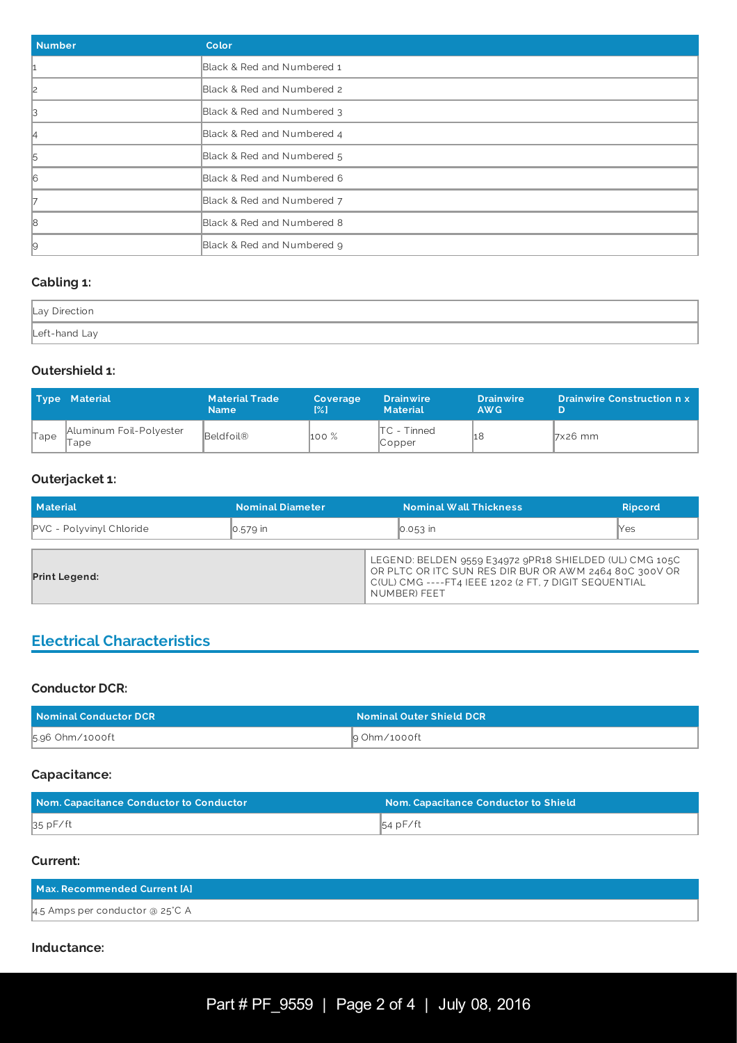| Number | Color |
| --- | --- |
| 1 | Black & Red and Numbered 1 |
| 2 | Black & Red and Numbered 2 |
| 3 | Black & Red and Numbered 3 |
| 4 | Black & Red and Numbered 4 |
| 5 | Black & Red and Numbered 5 |
| 6 | Black & Red and Numbered 6 |
| 7 | Black & Red and Numbered 7 |
| 8 | Black & Red and Numbered 8 |
| 9 | Black & Red and Numbered 9 |

### Cabling 1:

| Lay Direction |
| --- |
| Left-hand Lay |

### Outershield 1:

| Type | Material | Material Trade Name | Coverage [%] | Drainwire Material | Drainwire AWG | Drainwire Construction n x D |
| --- | --- | --- | --- | --- | --- | --- |
| Tape | Aluminum Foil-Polyester Tape | Beldfoil® | 100 % | TC - Tinned Copper | 18 | 7x26 mm |

### Outerjacket 1:

| Material | Nominal Diameter | Nominal Wall Thickness | Ripcord |
| --- | --- | --- | --- |
| PVC - Polyvinyl Chloride | 0.579 in | 0.053 in | Yes |

| | |
| --- | --- |
| **Print Legend:** | LEGEND: BELDEN 9559 E34972 9PR18 SHIELDED (UL) CMG 105C OR PLTC OR ITC SUN RES DIR BUR OR AWM 2464 80C 300V OR C(UL) CMG ----FT4 IEEE 1202 (2 FT, 7 DIGIT SEQUENTIAL NUMBER) FEET |

## Electrical Characteristics

### Conductor DCR:

| Nominal Conductor DCR | Nominal Outer Shield DCR |
| --- | --- |
| 5.96 Ohm/1000ft | 9 Ohm/1000ft |

### Capacitance:

| Nom. Capacitance Conductor to Conductor | Nom. Capacitance Conductor to Shield |
| --- | --- |
| 35 pF/ft | 54 pF/ft |

### Current:

| Max. Recommended Current [A] |
| --- |
| 4.5 Amps per conductor @ 25°C A |

### Inductance: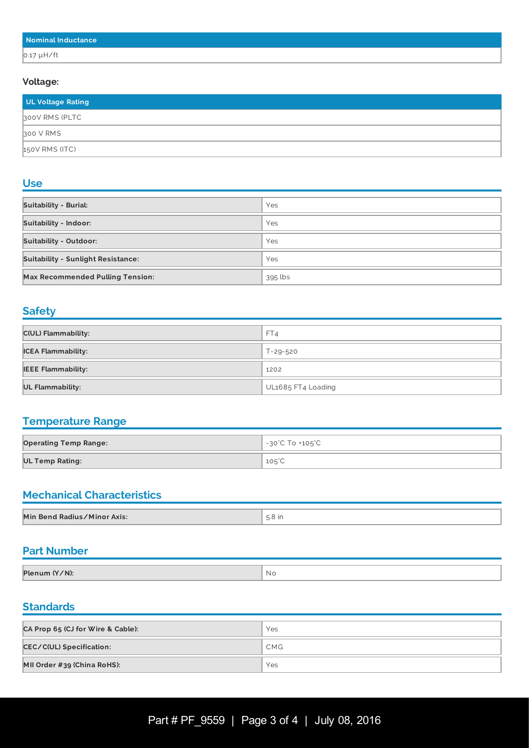| Nominal Inductance |
| --- |
| 0.17 µH/ft |

**Voltage:**

| UL Voltage Rating |
| --- |
| 300V RMS (PLTC |
| 300 V RMS |
| 150V RMS (ITC) |

## Use

| | |
| --- | --- |
| **Suitability - Burial:** | Yes |
| **Suitability - Indoor:** | Yes |
| **Suitability - Outdoor:** | Yes |
| **Suitability - Sunlight Resistance:** | Yes |
| **Max Recommended Pulling Tension:** | 395 lbs |

## Safety

| | |
| --- | --- |
| **C(UL) Flammability:** | FT4 |
| **ICEA Flammability:** | T-29-520 |
| **IEEE Flammability:** | 1202 |
| **UL Flammability:** | UL1685 FT4 Loading |

## Temperature Range

| | |
| --- | --- |
| **Operating Temp Range:** | -30°C To +105°C |
| **UL Temp Rating:** | 105°C |

## Mechanical Characteristics

| | |
| --- | --- |
| **Min Bend Radius/Minor Axis:** | 5.8 in |

## Part Number

| | |
| --- | --- |
| **Plenum (Y/N):** | No |

## Standards

| | |
| --- | --- |
| **CA Prop 65 (CJ for Wire & Cable):** | Yes |
| **CEC/C(UL) Specification:** | CMG |
| **MII Order #39 (China RoHS):** | Yes |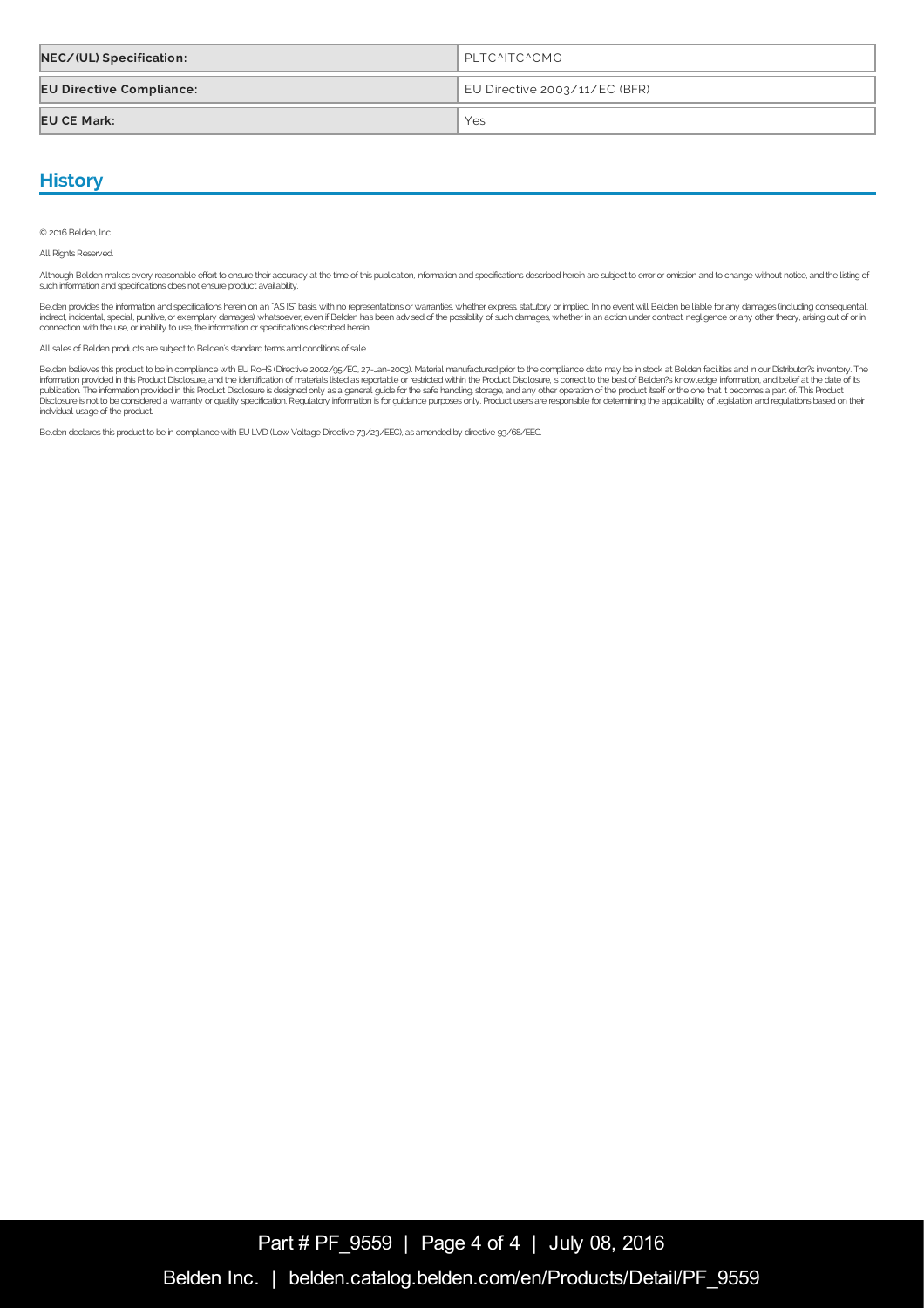| | |
|---|---|
| **NEC/(UL) Specification:** | PLTC^ITC^CMG |
| **EU Directive Compliance:** | EU Directive 2003/11/EC (BFR) |
| **EU CE Mark:** | Yes |

## History

© 2016 Belden, Inc

All Rights Reserved.

Although Belden makes every reasonable effort to ensure their accuracy at the time of this publication, information and specifications described herein are subject to error or omission and to change without notice, and the listing of such information and specifications does not ensure product availability.

Belden provides the information and specifications herein on an "AS IS" basis, with no representations or warranties, whether express, statutory or implied. In no event will Belden be liable for any damages (including consequential, indirect, incidental, special, punitive, or exemplary damages) whatsoever, even if Belden has been advised of the possibility of such damages, whether in an action under contract, negligence or any other theory, arising out of or in connection with the use, or inability to use, the information or specifications described herein.

All sales of Belden products are subject to Belden's standard terms and conditions of sale.

Belden believes this product to be in compliance with EU RoHS (Directive 2002/95/EC, 27-Jan-2003). Material manufactured prior to the compliance date may be in stock at Belden facilities and in our Distributor?s inventory. The information provided in this Product Disclosure, and the identification of materials listed as reportable or restricted within the Product Disclosure, is correct to the best of Belden?s knowledge, information, and belief at the date of its publication. The information provided in this Product Disclosure is designed only as a general guide for the safe handling, storage, and any other operation of the product itself or the one that it becomes a part of. This Product Disclosure is not to be considered a warranty or quality specification. Regulatory information is for guidance purposes only. Product users are responsible for determining the applicability of legislation and regulations based on their individual usage of the product.

Belden declares this product to be in compliance with EU LVD (Low Voltage Directive 73/23/EEC), as amended by directive 93/68/EEC.